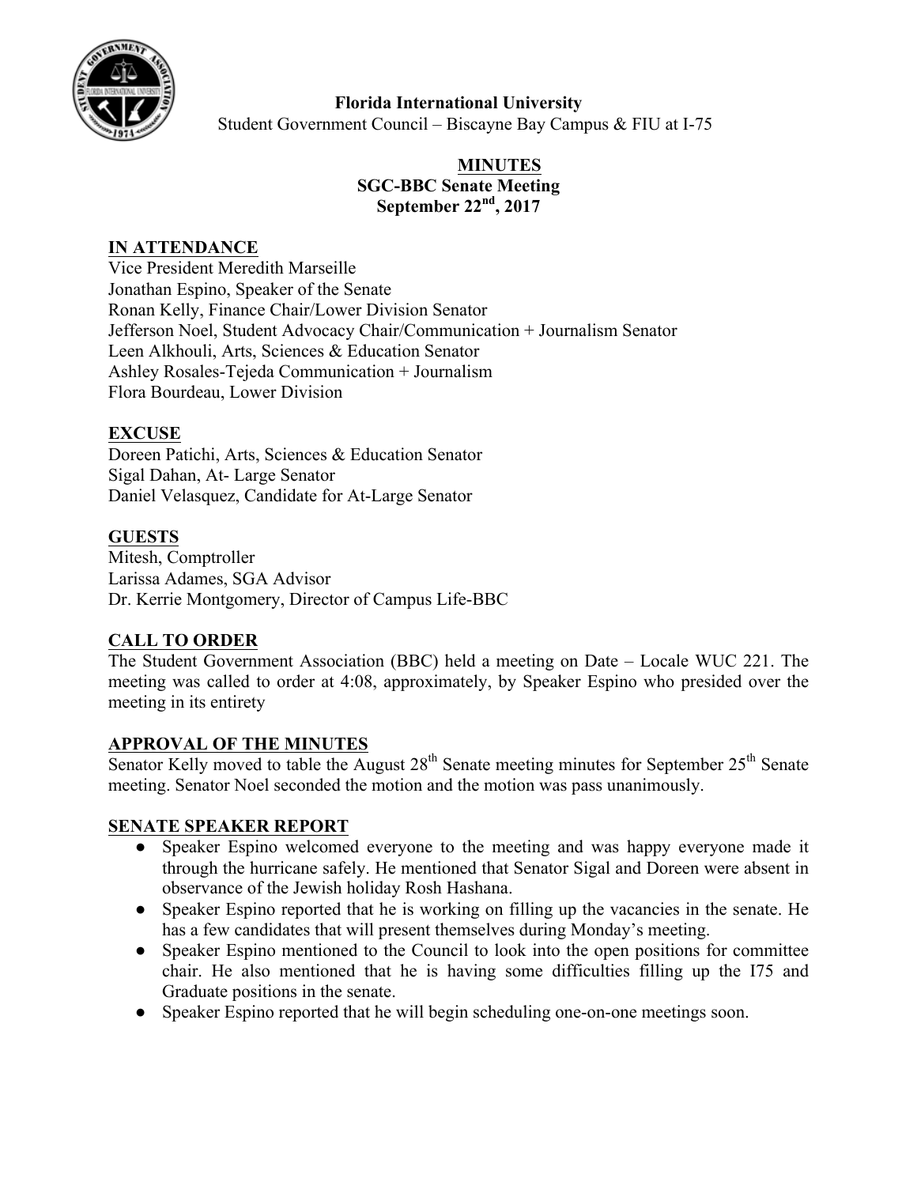**Florida International University**
Student Government Council – Biscayne Bay Campus & FIU at I-75

**MINUTES**
**SGC-BBC Senate Meeting**
**September 22nd, 2017**

**IN ATTENDANCE**
Vice President Meredith Marseille
Jonathan Espino, Speaker of the Senate
Ronan Kelly, Finance Chair/Lower Division Senator
Jefferson Noel, Student Advocacy Chair/Communication + Journalism Senator
Leen Alkhouli, Arts, Sciences & Education Senator
Ashley Rosales-Tejeda Communication + Journalism
Flora Bourdeau, Lower Division

**EXCUSE**
Doreen Patichi, Arts, Sciences & Education Senator
Sigal Dahan, At- Large Senator
Daniel Velasquez, Candidate for At-Large Senator

**GUESTS**
Mitesh, Comptroller
Larissa Adames, SGA Advisor
Dr. Kerrie Montgomery, Director of Campus Life-BBC

**CALL TO ORDER**
The Student Government Association (BBC) held a meeting on Date – Locale WUC 221. The meeting was called to order at 4:08, approximately, by Speaker Espino who presided over the meeting in its entirety

**APPROVAL OF THE MINUTES**
Senator Kelly moved to table the August 28th Senate meeting minutes for September 25th Senate meeting. Senator Noel seconded the motion and the motion was pass unanimously.

**SENATE SPEAKER REPORT**

- Speaker Espino welcomed everyone to the meeting and was happy everyone made it through the hurricane safely. He mentioned that Senator Sigal and Doreen were absent in observance of the Jewish holiday Rosh Hashana.
- Speaker Espino reported that he is working on filling up the vacancies in the senate. He has a few candidates that will present themselves during Monday's meeting.
- Speaker Espino mentioned to the Council to look into the open positions for committee chair. He also mentioned that he is having some difficulties filling up the I75 and Graduate positions in the senate.
- Speaker Espino reported that he will begin scheduling one-on-one meetings soon.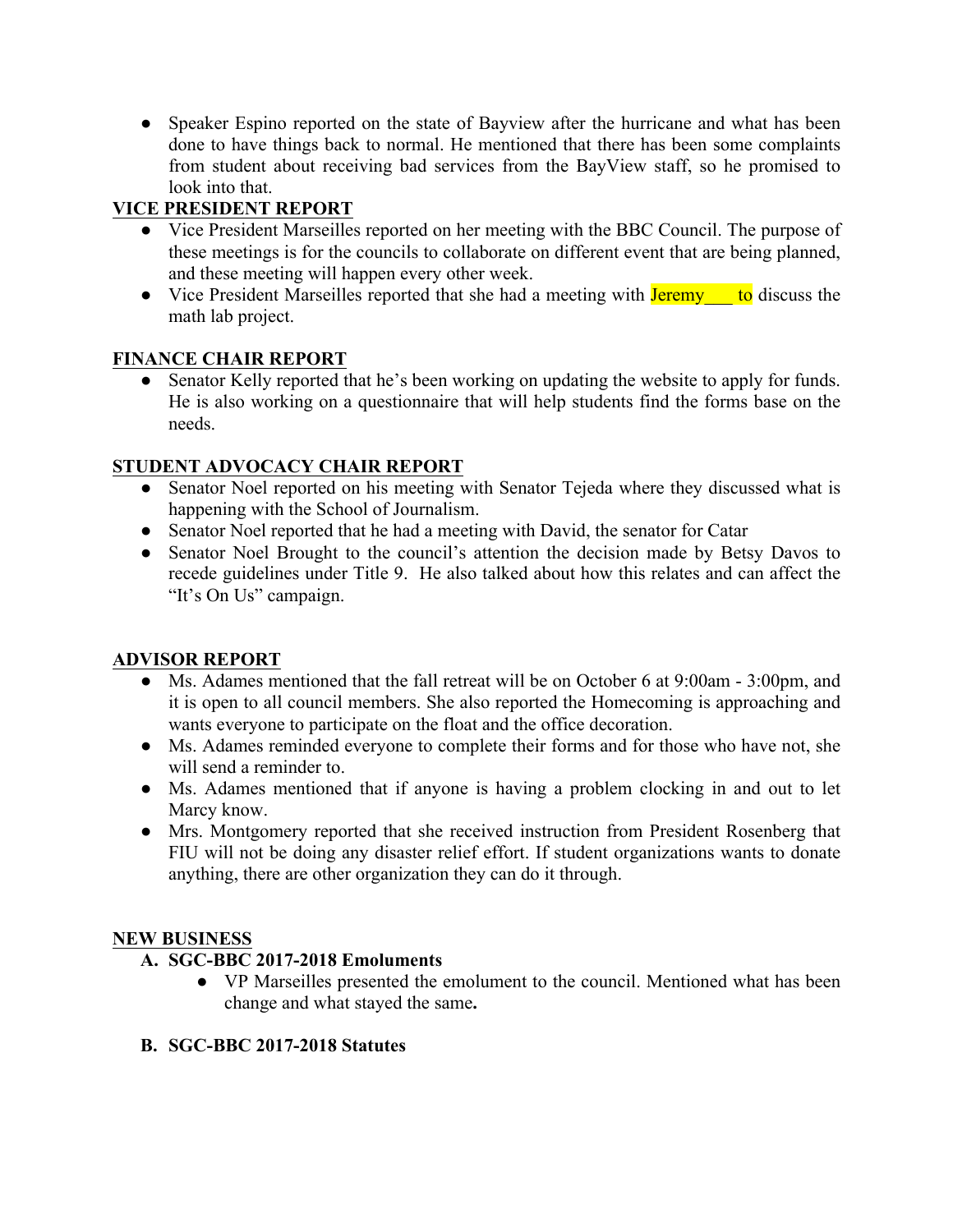- Speaker Espino reported on the state of Bayview after the hurricane and what has been done to have things back to normal. He mentioned that there has been some complaints from student about receiving bad services from the BayView staff, so he promised to look into that.

**VICE PRESIDENT REPORT**

- Vice President Marseilles reported on her meeting with the BBC Council. The purpose of these meetings is for the councils to collaborate on different event that are being planned, and these meeting will happen every other week.
- Vice President Marseilles reported that she had a meeting with Jeremy___ to discuss the math lab project.

**FINANCE CHAIR REPORT**

- Senator Kelly reported that he's been working on updating the website to apply for funds. He is also working on a questionnaire that will help students find the forms base on the needs.

**STUDENT ADVOCACY CHAIR REPORT**

- Senator Noel reported on his meeting with Senator Tejeda where they discussed what is happening with the School of Journalism.
- Senator Noel reported that he had a meeting with David, the senator for Catar
- Senator Noel Brought to the council's attention the decision made by Betsy Davos to recede guidelines under Title 9. He also talked about how this relates and can affect the "It's On Us" campaign.

**ADVISOR REPORT**

- Ms. Adames mentioned that the fall retreat will be on October 6 at 9:00am - 3:00pm, and it is open to all council members. She also reported the Homecoming is approaching and wants everyone to participate on the float and the office decoration.
- Ms. Adames reminded everyone to complete their forms and for those who have not, she will send a reminder to.
- Ms. Adames mentioned that if anyone is having a problem clocking in and out to let Marcy know.
- Mrs. Montgomery reported that she received instruction from President Rosenberg that FIU will not be doing any disaster relief effort. If student organizations wants to donate anything, there are other organization they can do it through.

**NEW BUSINESS**

**A. SGC-BBC 2017-2018 Emoluments**

- VP Marseilles presented the emolument to the council. Mentioned what has been change and what stayed the same.

**B. SGC-BBC 2017-2018 Statutes**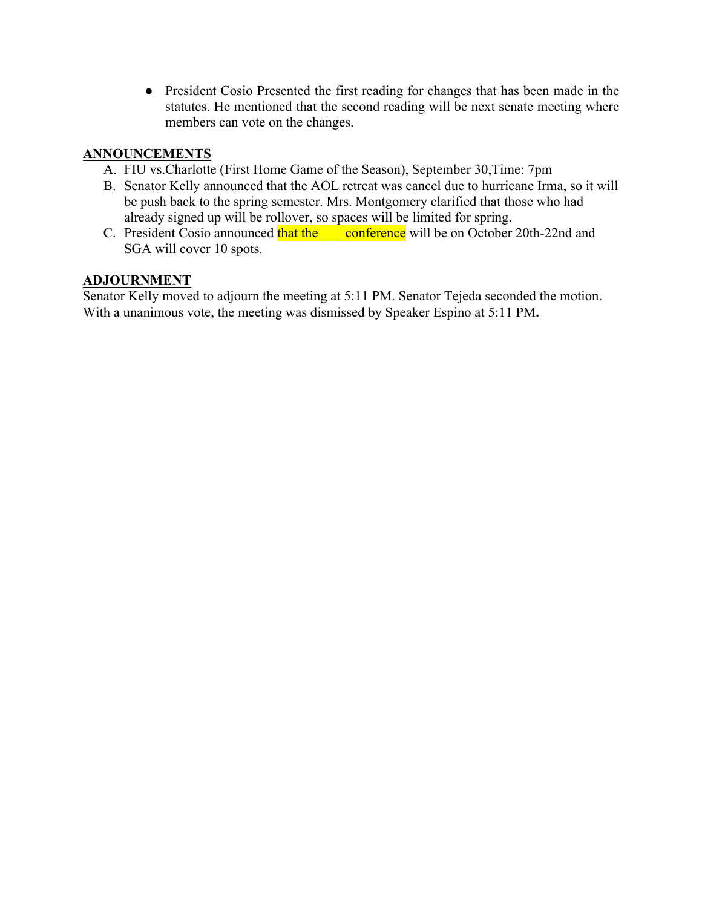- President Cosio Presented the first reading for changes that has been made in the statutes. He mentioned that the second reading will be next senate meeting where members can vote on the changes.

## ANNOUNCEMENTS

A. FIU vs.Charlotte (First Home Game of the Season), September 30,Time: 7pm
B. Senator Kelly announced that the AOL retreat was cancel due to hurricane Irma, so it will be push back to the spring semester. Mrs. Montgomery clarified that those who had already signed up will be rollover, so spaces will be limited for spring.
C. President Cosio announced that the ___ conference will be on October 20th-22nd and SGA will cover 10 spots.

## ADJOURNMENT

Senator Kelly moved to adjourn the meeting at 5:11 PM. Senator Tejeda seconded the motion. With a unanimous vote, the meeting was dismissed by Speaker Espino at 5:11 PM**.**